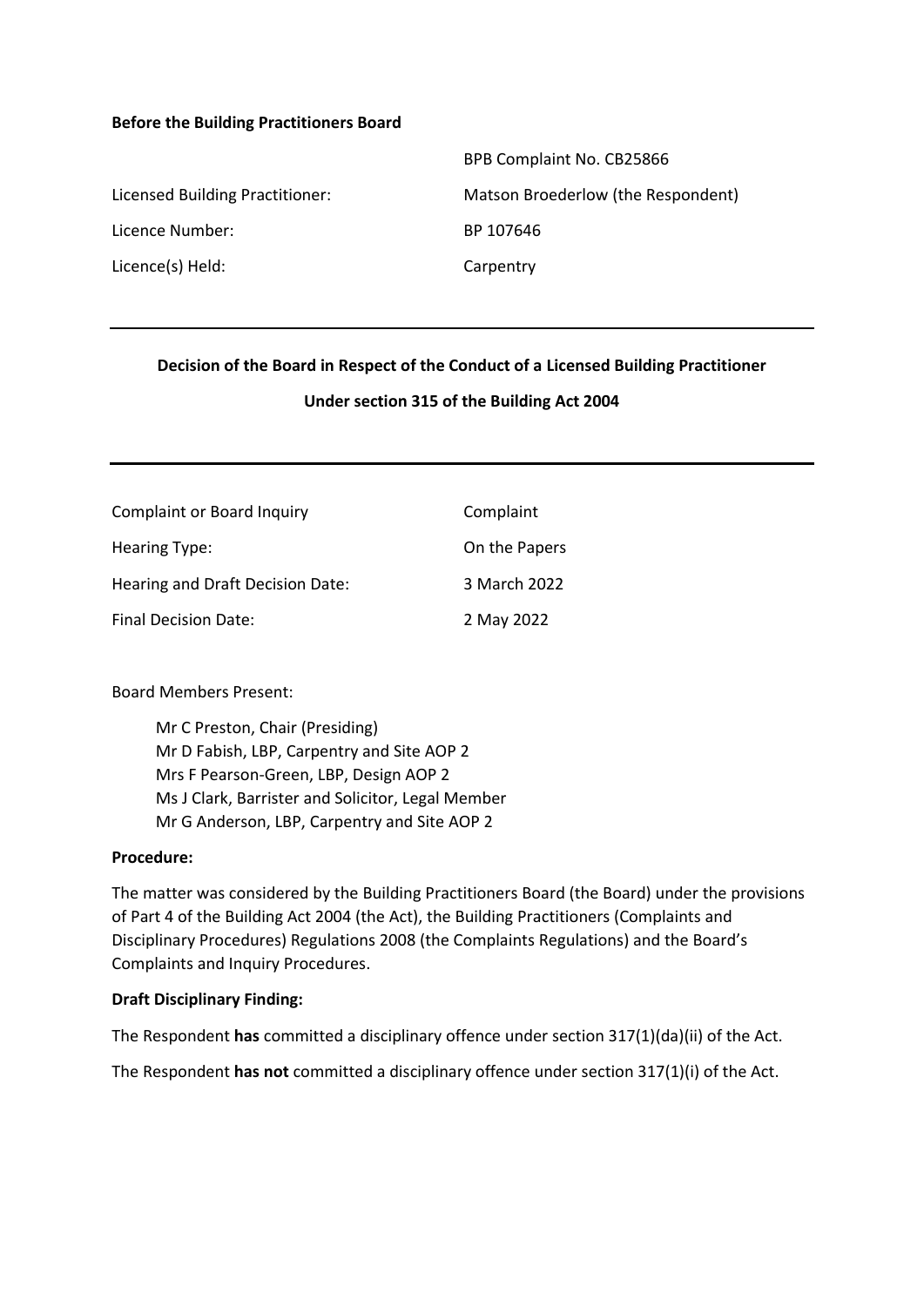**Before the Building Practitioners Board**

| | |
|---|---|
| | BPB Complaint No. CB25866 |
| Licensed Building Practitioner: | Matson Broederlow (the Respondent) |
| Licence Number: | BP 107646 |
| Licence(s) Held: | Carpentry |

---

**Decision of the Board in Respect of the Conduct of a Licensed Building Practitioner**

**Under section 315 of the Building Act 2004**

---

| | |
|---|---|
| Complaint or Board Inquiry | Complaint |
| Hearing Type: | On the Papers |
| Hearing and Draft Decision Date: | 3 March 2022 |
| Final Decision Date: | 2 May 2022 |

Board Members Present:

Mr C Preston, Chair (Presiding)
Mr D Fabish, LBP, Carpentry and Site AOP 2
Mrs F Pearson-Green, LBP, Design AOP 2
Ms J Clark, Barrister and Solicitor, Legal Member
Mr G Anderson, LBP, Carpentry and Site AOP 2

**Procedure:**

The matter was considered by the Building Practitioners Board (the Board) under the provisions of Part 4 of the Building Act 2004 (the Act), the Building Practitioners (Complaints and Disciplinary Procedures) Regulations 2008 (the Complaints Regulations) and the Board's Complaints and Inquiry Procedures.

**Draft Disciplinary Finding:**

The Respondent **has** committed a disciplinary offence under section 317(1)(da)(ii) of the Act.

The Respondent **has not** committed a disciplinary offence under section 317(1)(i) of the Act.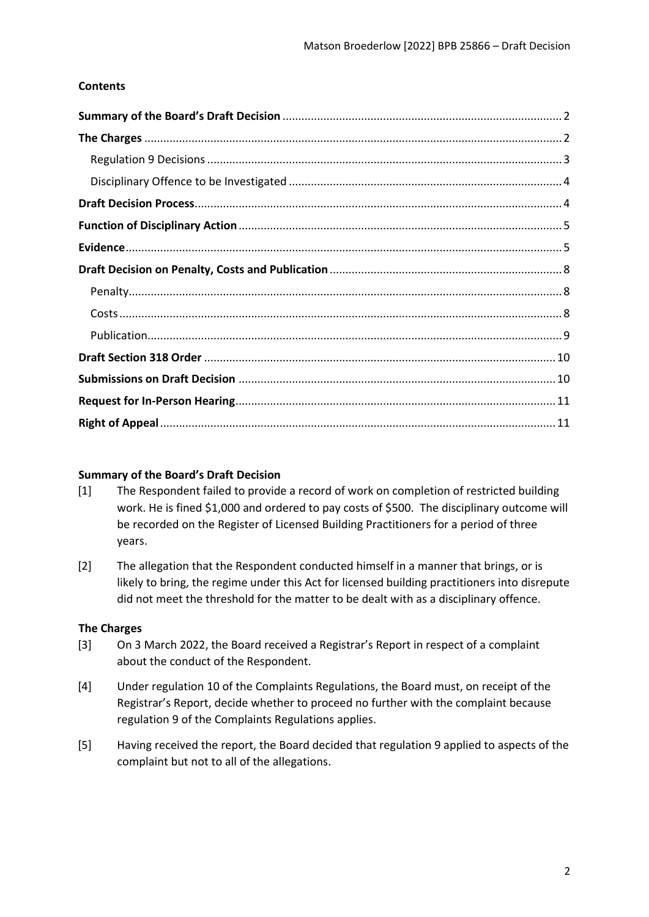**Contents**

**Summary of the Board's Draft Decision** .......... 2
**The Charges** .......... 2
Regulation 9 Decisions .......... 3
Disciplinary Offence to be Investigated .......... 4
**Draft Decision Process** .......... 4
**Function of Disciplinary Action** .......... 5
**Evidence** .......... 5
**Draft Decision on Penalty, Costs and Publication** .......... 8
Penalty .......... 8
Costs .......... 8
Publication .......... 9
**Draft Section 318 Order** .......... 10
**Submissions on Draft Decision** .......... 10
**Request for In-Person Hearing** .......... 11
**Right of Appeal** .......... 11

## Summary of the Board's Draft Decision

[1] The Respondent failed to provide a record of work on completion of restricted building work. He is fined $1,000 and ordered to pay costs of $500. The disciplinary outcome will be recorded on the Register of Licensed Building Practitioners for a period of three years.

[2] The allegation that the Respondent conducted himself in a manner that brings, or is likely to bring, the regime under this Act for licensed building practitioners into disrepute did not meet the threshold for the matter to be dealt with as a disciplinary offence.

## The Charges

[3] On 3 March 2022, the Board received a Registrar's Report in respect of a complaint about the conduct of the Respondent.

[4] Under regulation 10 of the Complaints Regulations, the Board must, on receipt of the Registrar's Report, decide whether to proceed no further with the complaint because regulation 9 of the Complaints Regulations applies.

[5] Having received the report, the Board decided that regulation 9 applied to aspects of the complaint but not to all of the allegations.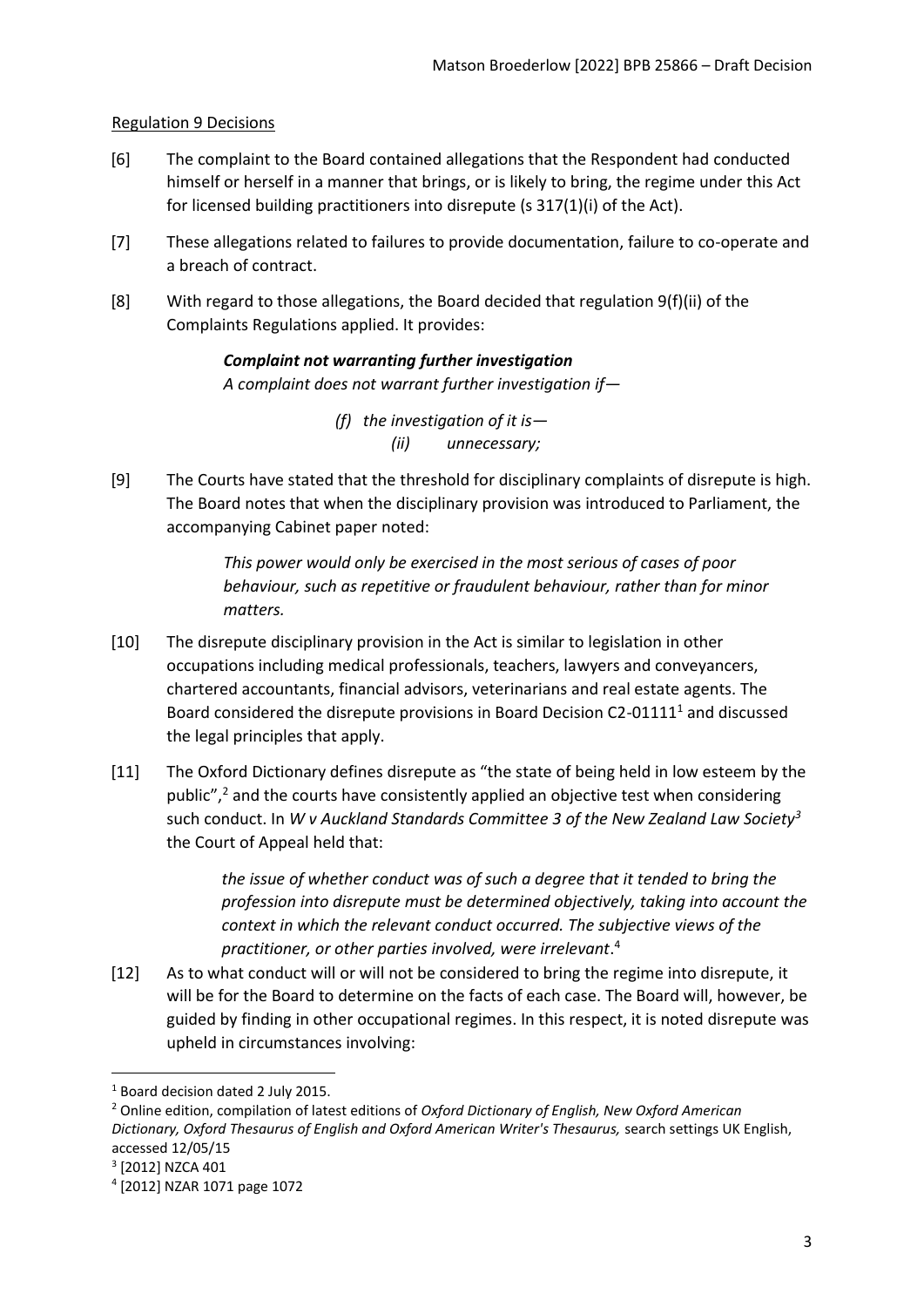Regulation 9 Decisions

[6] The complaint to the Board contained allegations that the Respondent had conducted himself or herself in a manner that brings, or is likely to bring, the regime under this Act for licensed building practitioners into disrepute (s 317(1)(i) of the Act).

[7] These allegations related to failures to provide documentation, failure to co-operate and a breach of contract.

[8] With regard to those allegations, the Board decided that regulation 9(f)(ii) of the Complaints Regulations applied. It provides:

> ***Complaint not warranting further investigation***
> *A complaint does not warrant further investigation if—*
>
> *(f) the investigation of it is—*
> *(ii) unnecessary;*

[9] The Courts have stated that the threshold for disciplinary complaints of disrepute is high. The Board notes that when the disciplinary provision was introduced to Parliament, the accompanying Cabinet paper noted:

> *This power would only be exercised in the most serious of cases of poor behaviour, such as repetitive or fraudulent behaviour, rather than for minor matters.*

[10] The disrepute disciplinary provision in the Act is similar to legislation in other occupations including medical professionals, teachers, lawyers and conveyancers, chartered accountants, financial advisors, veterinarians and real estate agents. The Board considered the disrepute provisions in Board Decision C2-01111[1] and discussed the legal principles that apply.

[11] The Oxford Dictionary defines disrepute as "the state of being held in low esteem by the public",[2] and the courts have consistently applied an objective test when considering such conduct. In *W v Auckland Standards Committee 3 of the New Zealand Law Society*[3] the Court of Appeal held that:

> *the issue of whether conduct was of such a degree that it tended to bring the profession into disrepute must be determined objectively, taking into account the context in which the relevant conduct occurred. The subjective views of the practitioner, or other parties involved, were irrelevant*.[4]

[12] As to what conduct will or will not be considered to bring the regime into disrepute, it will be for the Board to determine on the facts of each case. The Board will, however, be guided by finding in other occupational regimes. In this respect, it is noted disrepute was upheld in circumstances involving:

---

[1] Board decision dated 2 July 2015.

[2] Online edition, compilation of latest editions of *Oxford Dictionary of English, New Oxford American Dictionary, Oxford Thesaurus of English and Oxford American Writer's Thesaurus,* search settings UK English, accessed 12/05/15

[3] [2012] NZCA 401

[4] [2012] NZAR 1071 page 1072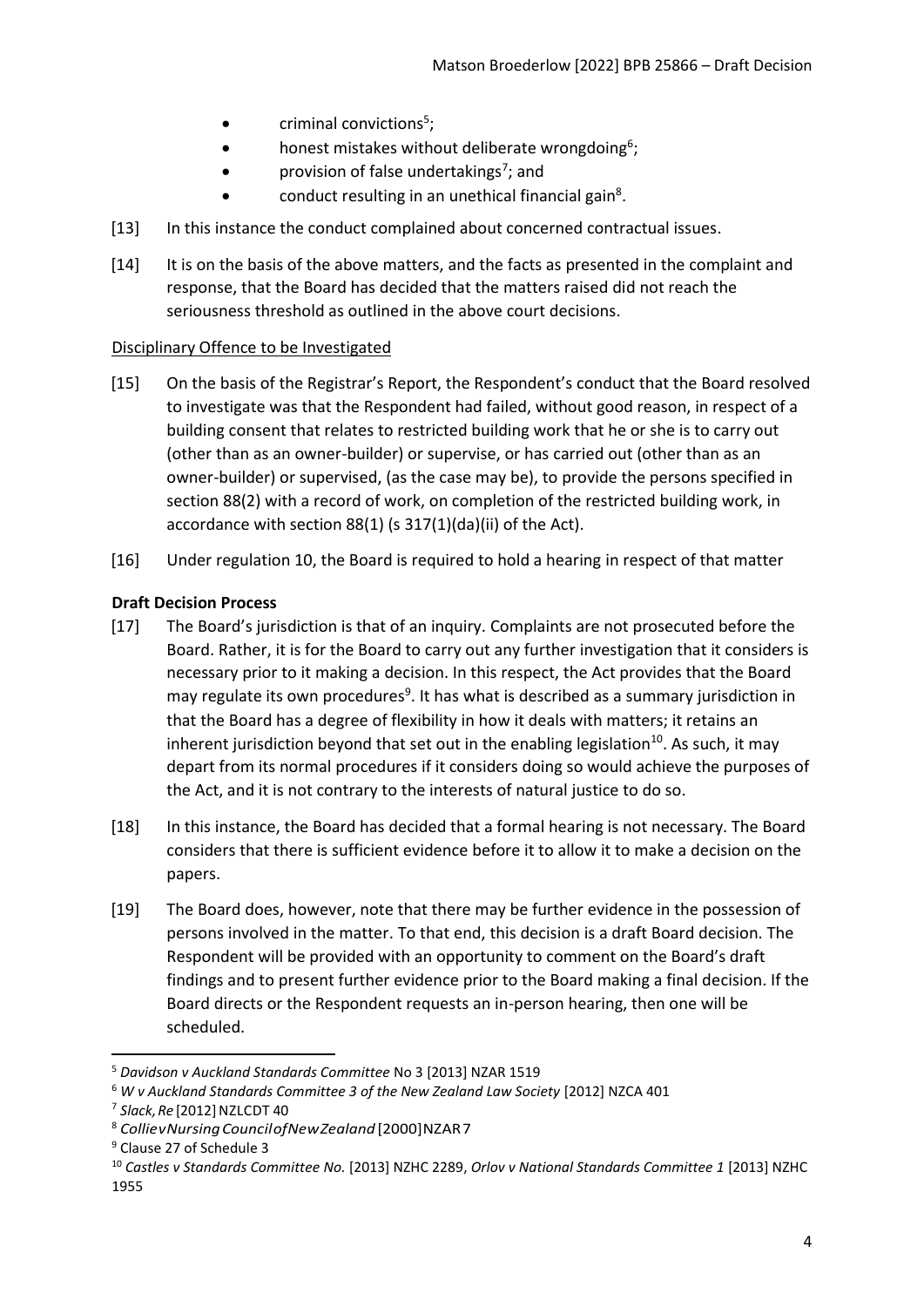- criminal convictions[5];
- honest mistakes without deliberate wrongdoing[6];
- provision of false undertakings[7]; and
- conduct resulting in an unethical financial gain[8].

[13] In this instance the conduct complained about concerned contractual issues.

[14] It is on the basis of the above matters, and the facts as presented in the complaint and response, that the Board has decided that the matters raised did not reach the seriousness threshold as outlined in the above court decisions.

Disciplinary Offence to be Investigated

[15] On the basis of the Registrar's Report, the Respondent's conduct that the Board resolved to investigate was that the Respondent had failed, without good reason, in respect of a building consent that relates to restricted building work that he or she is to carry out (other than as an owner-builder) or supervise, or has carried out (other than as an owner-builder) or supervised, (as the case may be), to provide the persons specified in section 88(2) with a record of work, on completion of the restricted building work, in accordance with section 88(1) (s 317(1)(da)(ii) of the Act).

[16] Under regulation 10, the Board is required to hold a hearing in respect of that matter

**Draft Decision Process**

[17] The Board's jurisdiction is that of an inquiry. Complaints are not prosecuted before the Board. Rather, it is for the Board to carry out any further investigation that it considers is necessary prior to it making a decision. In this respect, the Act provides that the Board may regulate its own procedures[9]. It has what is described as a summary jurisdiction in that the Board has a degree of flexibility in how it deals with matters; it retains an inherent jurisdiction beyond that set out in the enabling legislation[10]. As such, it may depart from its normal procedures if it considers doing so would achieve the purposes of the Act, and it is not contrary to the interests of natural justice to do so.

[18] In this instance, the Board has decided that a formal hearing is not necessary. The Board considers that there is sufficient evidence before it to allow it to make a decision on the papers.

[19] The Board does, however, note that there may be further evidence in the possession of persons involved in the matter. To that end, this decision is a draft Board decision. The Respondent will be provided with an opportunity to comment on the Board's draft findings and to present further evidence prior to the Board making a final decision. If the Board directs or the Respondent requests an in-person hearing, then one will be scheduled.

---

[5] *Davidson v Auckland Standards Committee* No 3 [2013] NZAR 1519

[6] *W v Auckland Standards Committee 3 of the New Zealand Law Society* [2012] NZCA 401

[7] *Slack, Re* [2012] NZLCDT 40

[8] *Collie v Nursing Council of New Zealand* [2000] NZAR 7

[9] Clause 27 of Schedule 3

[10] *Castles v Standards Committee No.* [2013] NZHC 2289, *Orlov v National Standards Committee 1* [2013] NZHC 1955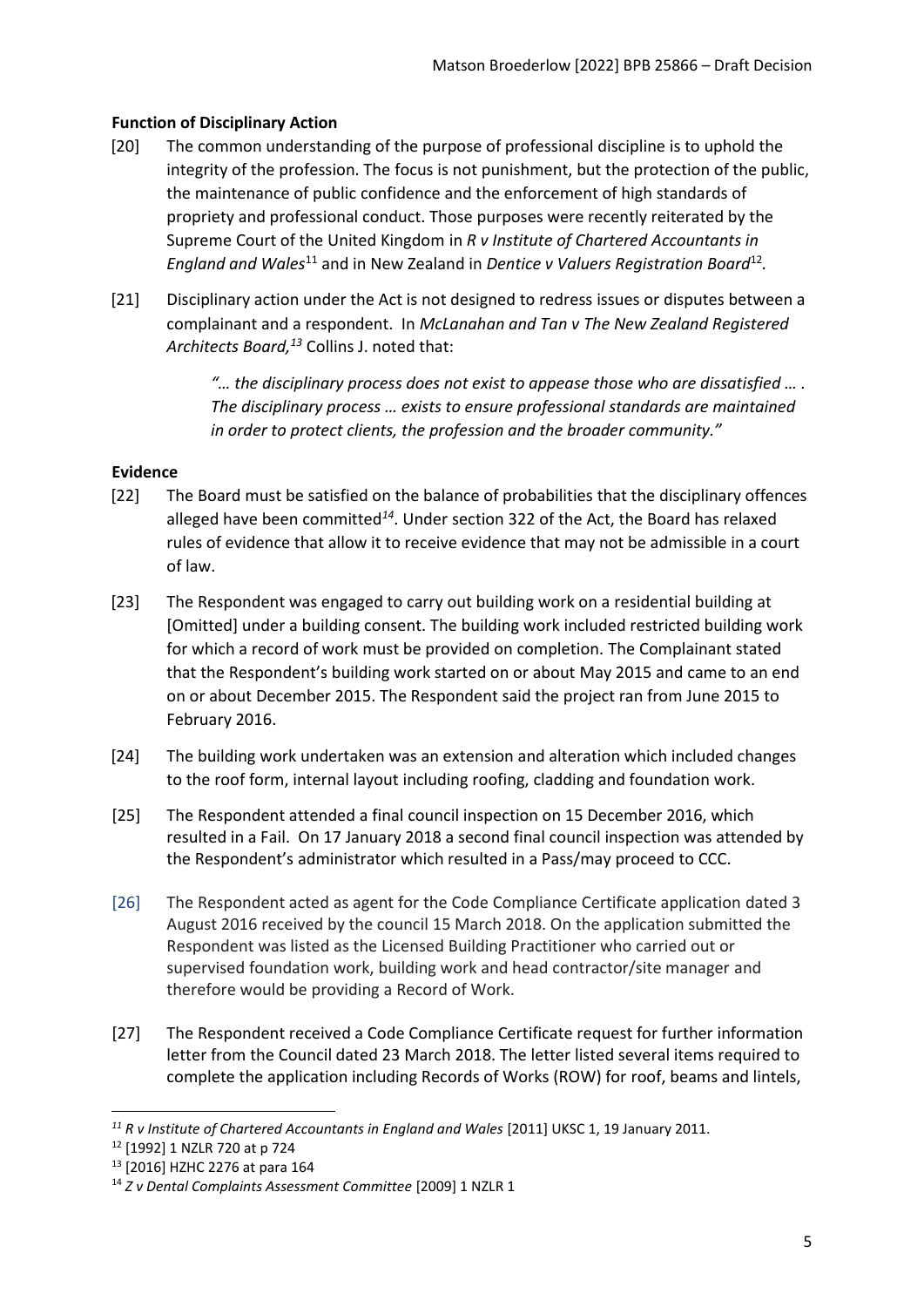**Function of Disciplinary Action**

[20] The common understanding of the purpose of professional discipline is to uphold the integrity of the profession. The focus is not punishment, but the protection of the public, the maintenance of public confidence and the enforcement of high standards of propriety and professional conduct. Those purposes were recently reiterated by the Supreme Court of the United Kingdom in *R v Institute of Chartered Accountants in England and Wales*[11] and in New Zealand in *Dentice v Valuers Registration Board*[12].

[21] Disciplinary action under the Act is not designed to redress issues or disputes between a complainant and a respondent. In *McLanahan and Tan v The New Zealand Registered Architects Board,*[13] Collins J. noted that:

> *"… the disciplinary process does not exist to appease those who are dissatisfied … . The disciplinary process … exists to ensure professional standards are maintained in order to protect clients, the profession and the broader community."*

**Evidence**

[22] The Board must be satisfied on the balance of probabilities that the disciplinary offences alleged have been committed[14]. Under section 322 of the Act, the Board has relaxed rules of evidence that allow it to receive evidence that may not be admissible in a court of law.

[23] The Respondent was engaged to carry out building work on a residential building at [Omitted] under a building consent. The building work included restricted building work for which a record of work must be provided on completion. The Complainant stated that the Respondent's building work started on or about May 2015 and came to an end on or about December 2015. The Respondent said the project ran from June 2015 to February 2016.

[24] The building work undertaken was an extension and alteration which included changes to the roof form, internal layout including roofing, cladding and foundation work.

[25] The Respondent attended a final council inspection on 15 December 2016, which resulted in a Fail. On 17 January 2018 a second final council inspection was attended by the Respondent's administrator which resulted in a Pass/may proceed to CCC.

[26] The Respondent acted as agent for the Code Compliance Certificate application dated 3 August 2016 received by the council 15 March 2018. On the application submitted the Respondent was listed as the Licensed Building Practitioner who carried out or supervised foundation work, building work and head contractor/site manager and therefore would be providing a Record of Work.

[27] The Respondent received a Code Compliance Certificate request for further information letter from the Council dated 23 March 2018. The letter listed several items required to complete the application including Records of Works (ROW) for roof, beams and lintels,

---

[11] *R v Institute of Chartered Accountants in England and Wales* [2011] UKSC 1, 19 January 2011.

[12] [1992] 1 NZLR 720 at p 724

[13] [2016] HZHC 2276 at para 164

[14] *Z v Dental Complaints Assessment Committee* [2009] 1 NZLR 1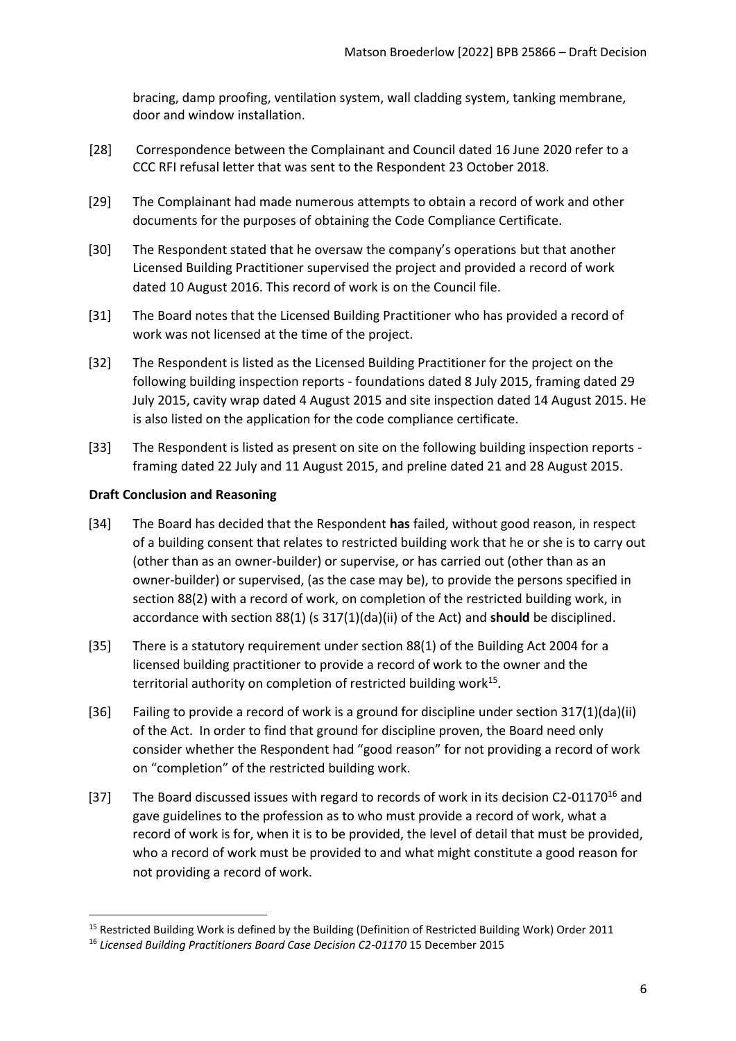bracing, damp proofing, ventilation system, wall cladding system, tanking membrane, door and window installation.

[28] Correspondence between the Complainant and Council dated 16 June 2020 refer to a CCC RFI refusal letter that was sent to the Respondent 23 October 2018.

[29] The Complainant had made numerous attempts to obtain a record of work and other documents for the purposes of obtaining the Code Compliance Certificate.

[30] The Respondent stated that he oversaw the company's operations but that another Licensed Building Practitioner supervised the project and provided a record of work dated 10 August 2016. This record of work is on the Council file.

[31] The Board notes that the Licensed Building Practitioner who has provided a record of work was not licensed at the time of the project.

[32] The Respondent is listed as the Licensed Building Practitioner for the project on the following building inspection reports - foundations dated 8 July 2015, framing dated 29 July 2015, cavity wrap dated 4 August 2015 and site inspection dated 14 August 2015. He is also listed on the application for the code compliance certificate.

[33] The Respondent is listed as present on site on the following building inspection reports - framing dated 22 July and 11 August 2015, and preline dated 21 and 28 August 2015.

### Draft Conclusion and Reasoning

[34] The Board has decided that the Respondent **has** failed, without good reason, in respect of a building consent that relates to restricted building work that he or she is to carry out (other than as an owner-builder) or supervise, or has carried out (other than as an owner-builder) or supervised, (as the case may be), to provide the persons specified in section 88(2) with a record of work, on completion of the restricted building work, in accordance with section 88(1) (s 317(1)(da)(ii) of the Act) and **should** be disciplined.

[35] There is a statutory requirement under section 88(1) of the Building Act 2004 for a licensed building practitioner to provide a record of work to the owner and the territorial authority on completion of restricted building work[15].

[36] Failing to provide a record of work is a ground for discipline under section 317(1)(da)(ii) of the Act. In order to find that ground for discipline proven, the Board need only consider whether the Respondent had "good reason" for not providing a record of work on "completion" of the restricted building work.

[37] The Board discussed issues with regard to records of work in its decision C2-01170[16] and gave guidelines to the profession as to who must provide a record of work, what a record of work is for, when it is to be provided, the level of detail that must be provided, who a record of work must be provided to and what might constitute a good reason for not providing a record of work.

---

[15] Restricted Building Work is defined by the Building (Definition of Restricted Building Work) Order 2011

[16] *Licensed Building Practitioners Board Case Decision C2-01170* 15 December 2015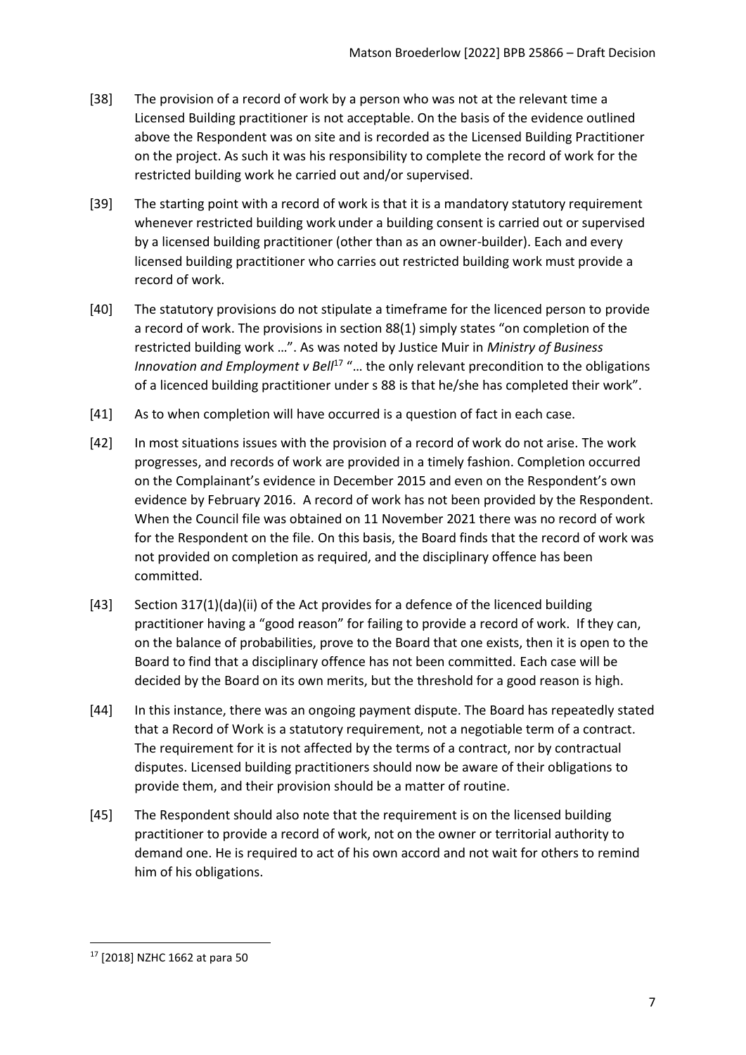[38] The provision of a record of work by a person who was not at the relevant time a Licensed Building practitioner is not acceptable. On the basis of the evidence outlined above the Respondent was on site and is recorded as the Licensed Building Practitioner on the project. As such it was his responsibility to complete the record of work for the restricted building work he carried out and/or supervised.

[39] The starting point with a record of work is that it is a mandatory statutory requirement whenever restricted building work under a building consent is carried out or supervised by a licensed building practitioner (other than as an owner-builder). Each and every licensed building practitioner who carries out restricted building work must provide a record of work.

[40] The statutory provisions do not stipulate a timeframe for the licenced person to provide a record of work. The provisions in section 88(1) simply states "on completion of the restricted building work …". As was noted by Justice Muir in *Ministry of Business Innovation and Employment v Bell*[17] "… the only relevant precondition to the obligations of a licenced building practitioner under s 88 is that he/she has completed their work".

[41] As to when completion will have occurred is a question of fact in each case.

[42] In most situations issues with the provision of a record of work do not arise. The work progresses, and records of work are provided in a timely fashion. Completion occurred on the Complainant's evidence in December 2015 and even on the Respondent's own evidence by February 2016. A record of work has not been provided by the Respondent. When the Council file was obtained on 11 November 2021 there was no record of work for the Respondent on the file. On this basis, the Board finds that the record of work was not provided on completion as required, and the disciplinary offence has been committed.

[43] Section 317(1)(da)(ii) of the Act provides for a defence of the licenced building practitioner having a "good reason" for failing to provide a record of work. If they can, on the balance of probabilities, prove to the Board that one exists, then it is open to the Board to find that a disciplinary offence has not been committed. Each case will be decided by the Board on its own merits, but the threshold for a good reason is high.

[44] In this instance, there was an ongoing payment dispute. The Board has repeatedly stated that a Record of Work is a statutory requirement, not a negotiable term of a contract. The requirement for it is not affected by the terms of a contract, nor by contractual disputes. Licensed building practitioners should now be aware of their obligations to provide them, and their provision should be a matter of routine.

[45] The Respondent should also note that the requirement is on the licensed building practitioner to provide a record of work, not on the owner or territorial authority to demand one. He is required to act of his own accord and not wait for others to remind him of his obligations.

---

[17] [2018] NZHC 1662 at para 50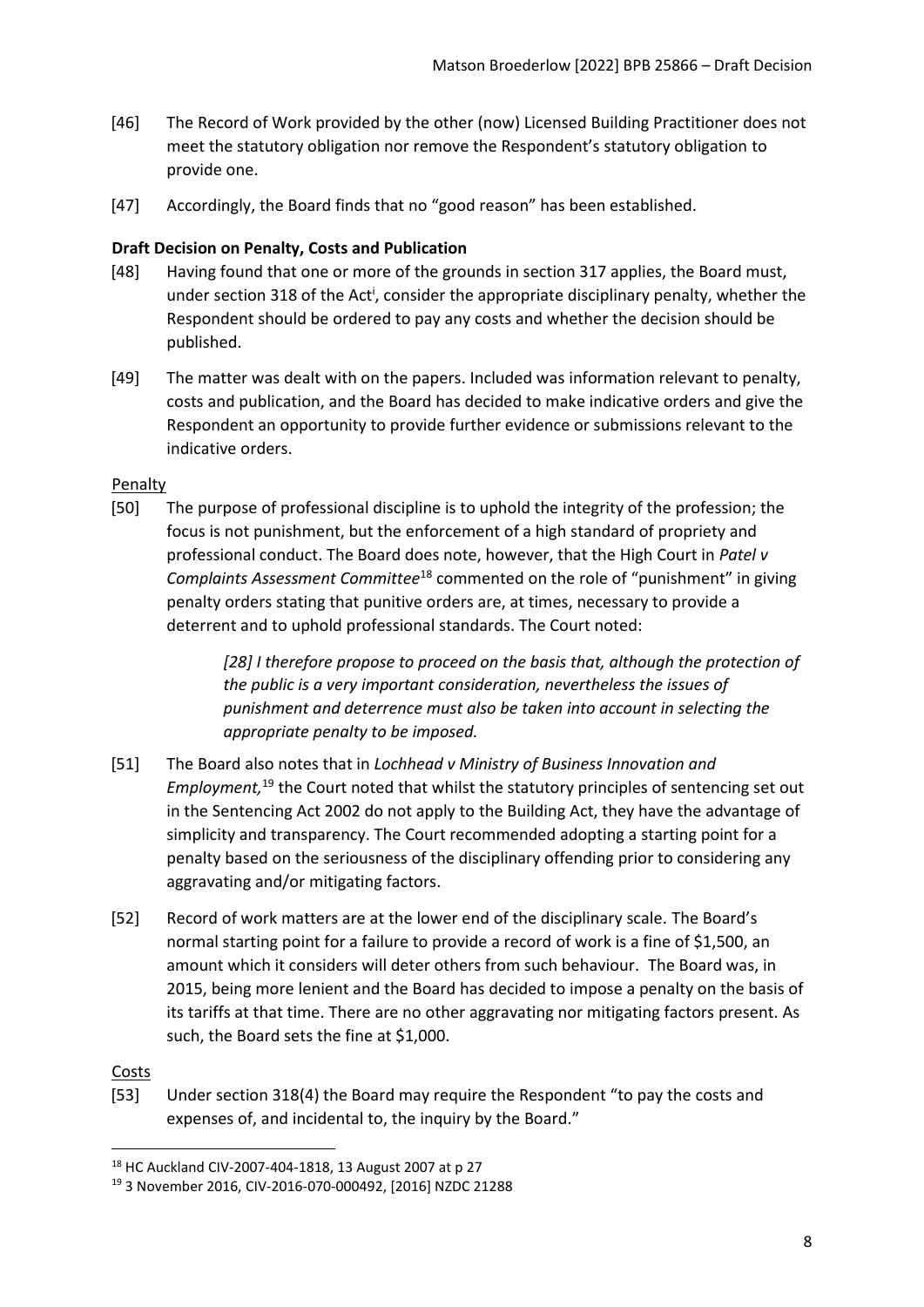[46] The Record of Work provided by the other (now) Licensed Building Practitioner does not meet the statutory obligation nor remove the Respondent's statutory obligation to provide one.

[47] Accordingly, the Board finds that no "good reason" has been established.

**Draft Decision on Penalty, Costs and Publication**

[48] Having found that one or more of the grounds in section 317 applies, the Board must, under section 318 of the Act[i], consider the appropriate disciplinary penalty, whether the Respondent should be ordered to pay any costs and whether the decision should be published.

[49] The matter was dealt with on the papers. Included was information relevant to penalty, costs and publication, and the Board has decided to make indicative orders and give the Respondent an opportunity to provide further evidence or submissions relevant to the indicative orders.

Penalty

[50] The purpose of professional discipline is to uphold the integrity of the profession; the focus is not punishment, but the enforcement of a high standard of propriety and professional conduct. The Board does note, however, that the High Court in *Patel v Complaints Assessment Committee*[18] commented on the role of "punishment" in giving penalty orders stating that punitive orders are, at times, necessary to provide a deterrent and to uphold professional standards. The Court noted:

> *[28] I therefore propose to proceed on the basis that, although the protection of the public is a very important consideration, nevertheless the issues of punishment and deterrence must also be taken into account in selecting the appropriate penalty to be imposed.*

[51] The Board also notes that in *Lochhead v Ministry of Business Innovation and Employment,*[19] the Court noted that whilst the statutory principles of sentencing set out in the Sentencing Act 2002 do not apply to the Building Act, they have the advantage of simplicity and transparency. The Court recommended adopting a starting point for a penalty based on the seriousness of the disciplinary offending prior to considering any aggravating and/or mitigating factors.

[52] Record of work matters are at the lower end of the disciplinary scale. The Board's normal starting point for a failure to provide a record of work is a fine of $1,500, an amount which it considers will deter others from such behaviour. The Board was, in 2015, being more lenient and the Board has decided to impose a penalty on the basis of its tariffs at that time. There are no other aggravating nor mitigating factors present. As such, the Board sets the fine at $1,000.

Costs

[53] Under section 318(4) the Board may require the Respondent "to pay the costs and expenses of, and incidental to, the inquiry by the Board."

---

[18] HC Auckland CIV-2007-404-1818, 13 August 2007 at p 27

[19] 3 November 2016, CIV-2016-070-000492, [2016] NZDC 21288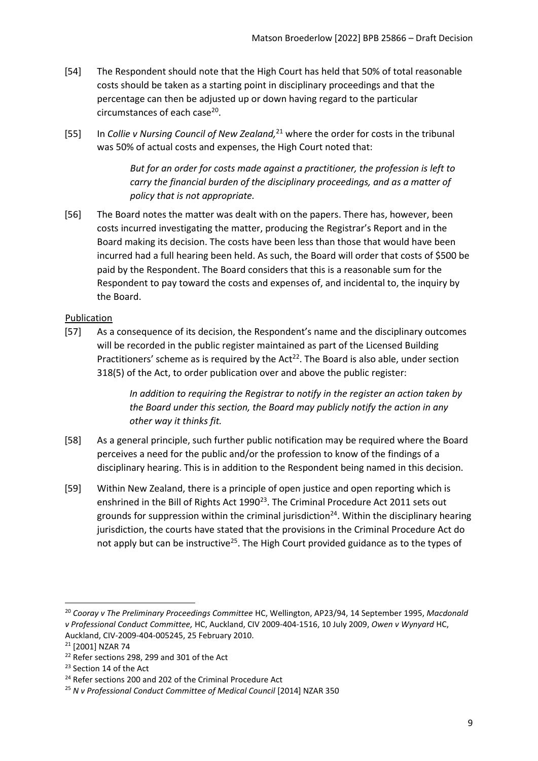[54] The Respondent should note that the High Court has held that 50% of total reasonable costs should be taken as a starting point in disciplinary proceedings and that the percentage can then be adjusted up or down having regard to the particular circumstances of each case[20].

[55] In *Collie v Nursing Council of New Zealand,*[21] where the order for costs in the tribunal was 50% of actual costs and expenses, the High Court noted that:

> *But for an order for costs made against a practitioner, the profession is left to carry the financial burden of the disciplinary proceedings, and as a matter of policy that is not appropriate.*

[56] The Board notes the matter was dealt with on the papers. There has, however, been costs incurred investigating the matter, producing the Registrar's Report and in the Board making its decision. The costs have been less than those that would have been incurred had a full hearing been held. As such, the Board will order that costs of $500 be paid by the Respondent. The Board considers that this is a reasonable sum for the Respondent to pay toward the costs and expenses of, and incidental to, the inquiry by the Board.

<u>Publication</u>

[57] As a consequence of its decision, the Respondent's name and the disciplinary outcomes will be recorded in the public register maintained as part of the Licensed Building Practitioners' scheme as is required by the Act[22]. The Board is also able, under section 318(5) of the Act, to order publication over and above the public register:

> *In addition to requiring the Registrar to notify in the register an action taken by the Board under this section, the Board may publicly notify the action in any other way it thinks fit.*

[58] As a general principle, such further public notification may be required where the Board perceives a need for the public and/or the profession to know of the findings of a disciplinary hearing. This is in addition to the Respondent being named in this decision.

[59] Within New Zealand, there is a principle of open justice and open reporting which is enshrined in the Bill of Rights Act 1990[23]. The Criminal Procedure Act 2011 sets out grounds for suppression within the criminal jurisdiction[24]. Within the disciplinary hearing jurisdiction, the courts have stated that the provisions in the Criminal Procedure Act do not apply but can be instructive[25]. The High Court provided guidance as to the types of

---

[20] *Cooray v The Preliminary Proceedings Committee* HC, Wellington, AP23/94, 14 September 1995, *Macdonald v Professional Conduct Committee,* HC, Auckland, CIV 2009-404-1516, 10 July 2009, *Owen v Wynyard* HC, Auckland, CIV-2009-404-005245, 25 February 2010.

[21] [2001] NZAR 74

[22] Refer sections 298, 299 and 301 of the Act

[23] Section 14 of the Act

[24] Refer sections 200 and 202 of the Criminal Procedure Act

[25] *N v Professional Conduct Committee of Medical Council* [2014] NZAR 350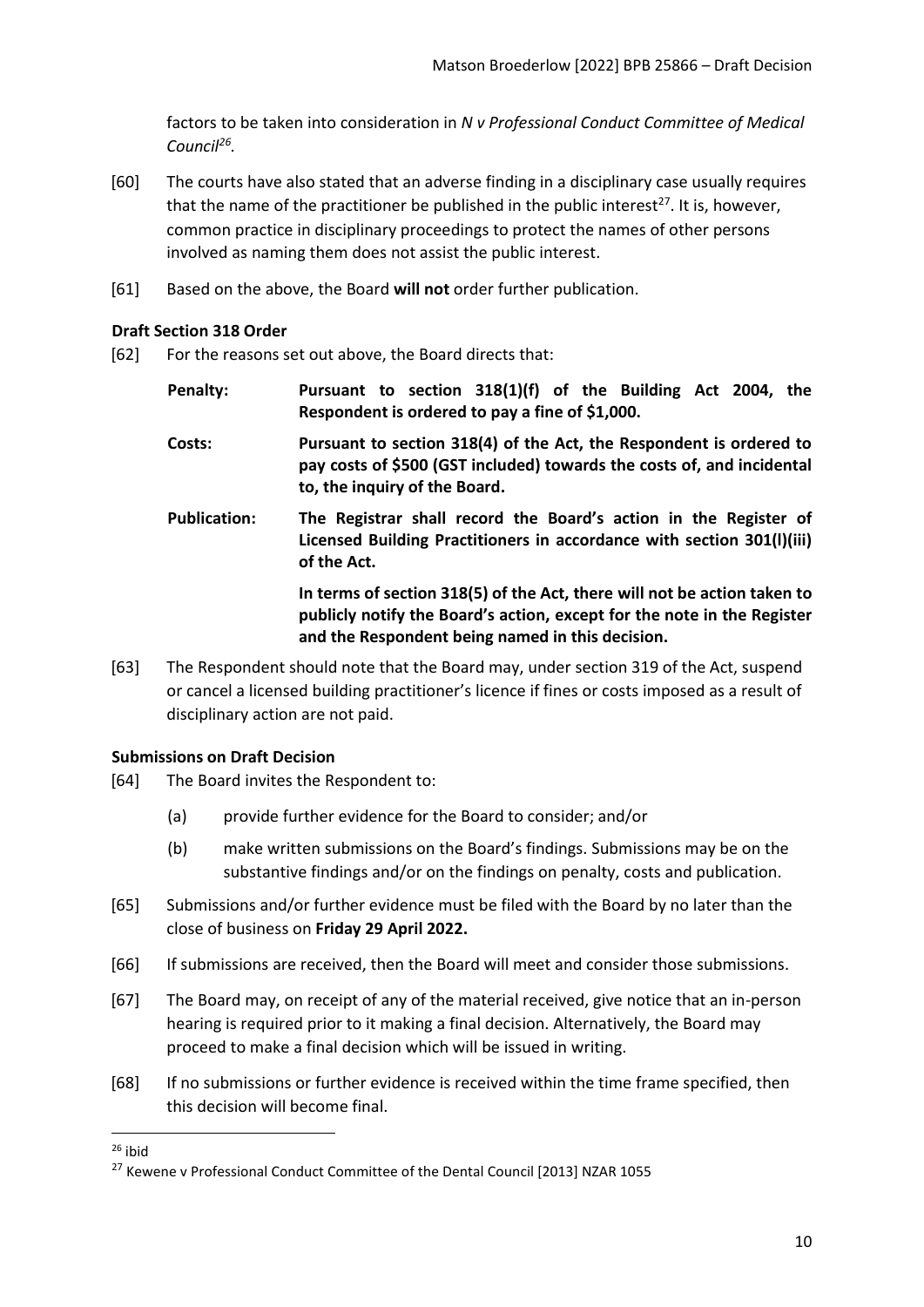factors to be taken into consideration in *N v Professional Conduct Committee of Medical Council*[26].

[60] The courts have also stated that an adverse finding in a disciplinary case usually requires that the name of the practitioner be published in the public interest[27]. It is, however, common practice in disciplinary proceedings to protect the names of other persons involved as naming them does not assist the public interest.

[61] Based on the above, the Board **will not** order further publication.

### Draft Section 318 Order

[62] For the reasons set out above, the Board directs that:

**Penalty:** **Pursuant to section 318(1)(f) of the Building Act 2004, the Respondent is ordered to pay a fine of $1,000.**

**Costs:** **Pursuant to section 318(4) of the Act, the Respondent is ordered to pay costs of $500 (GST included) towards the costs of, and incidental to, the inquiry of the Board.**

**Publication:** **The Registrar shall record the Board's action in the Register of Licensed Building Practitioners in accordance with section 301(l)(iii) of the Act.**

**In terms of section 318(5) of the Act, there will not be action taken to publicly notify the Board's action, except for the note in the Register and the Respondent being named in this decision.**

[63] The Respondent should note that the Board may, under section 319 of the Act, suspend or cancel a licensed building practitioner's licence if fines or costs imposed as a result of disciplinary action are not paid.

### Submissions on Draft Decision

[64] The Board invites the Respondent to:

(a) provide further evidence for the Board to consider; and/or

(b) make written submissions on the Board's findings. Submissions may be on the substantive findings and/or on the findings on penalty, costs and publication.

[65] Submissions and/or further evidence must be filed with the Board by no later than the close of business on **Friday 29 April 2022.**

[66] If submissions are received, then the Board will meet and consider those submissions.

[67] The Board may, on receipt of any of the material received, give notice that an in-person hearing is required prior to it making a final decision. Alternatively, the Board may proceed to make a final decision which will be issued in writing.

[68] If no submissions or further evidence is received within the time frame specified, then this decision will become final.

---

[26] ibid

[27] Kewene v Professional Conduct Committee of the Dental Council [2013] NZAR 1055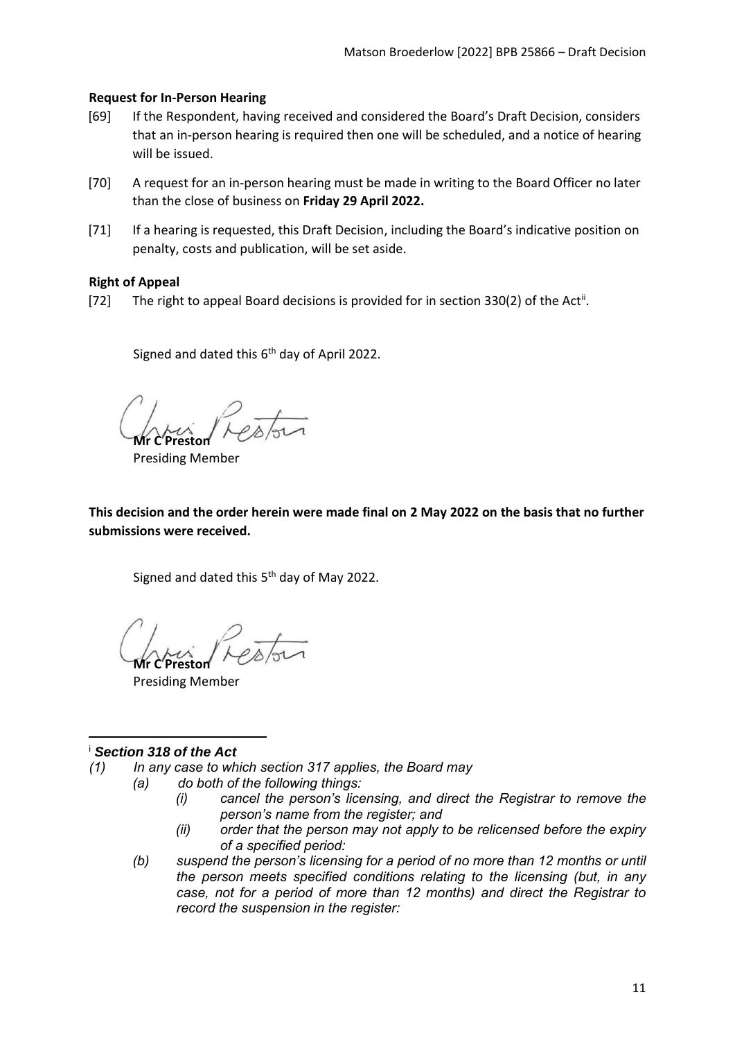**Request for In-Person Hearing**

[69] If the Respondent, having received and considered the Board's Draft Decision, considers that an in-person hearing is required then one will be scheduled, and a notice of hearing will be issued.

[70] A request for an in-person hearing must be made in writing to the Board Officer no later than the close of business on **Friday 29 April 2022.**

[71] If a hearing is requested, this Draft Decision, including the Board's indicative position on penalty, costs and publication, will be set aside.

**Right of Appeal**

[72] The right to appeal Board decisions is provided for in section 330(2) of the Act[ii].

Signed and dated this 6th day of April 2022.

**Mr C Preston**
Presiding Member

**This decision and the order herein were made final on 2 May 2022 on the basis that no further submissions were received.**

Signed and dated this 5th day of May 2022.

**Mr C Preston**
Presiding Member

---

[i] ***Section 318 of the Act***

*(1) In any case to which section 317 applies, the Board may*

*(a) do both of the following things:*

*(i) cancel the person's licensing, and direct the Registrar to remove the person's name from the register; and*

*(ii) order that the person may not apply to be relicensed before the expiry of a specified period:*

*(b) suspend the person's licensing for a period of no more than 12 months or until the person meets specified conditions relating to the licensing (but, in any case, not for a period of more than 12 months) and direct the Registrar to record the suspension in the register:*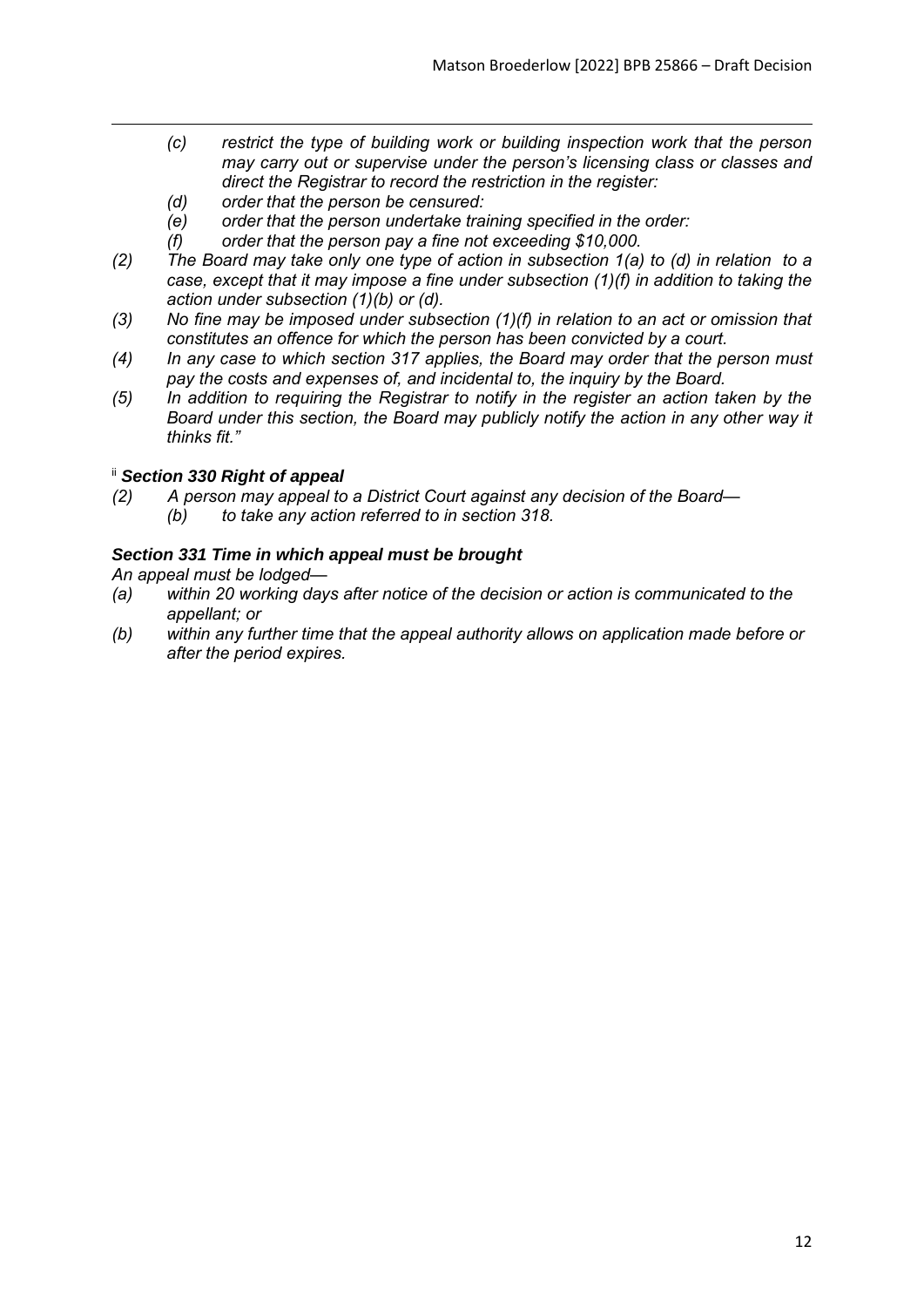*(c) restrict the type of building work or building inspection work that the person may carry out or supervise under the person's licensing class or classes and direct the Registrar to record the restriction in the register:*

*(d) order that the person be censured:*

*(e) order that the person undertake training specified in the order:*

*(f) order that the person pay a fine not exceeding $10,000.*

*(2) The Board may take only one type of action in subsection 1(a) to (d) in relation to a case, except that it may impose a fine under subsection (1)(f) in addition to taking the action under subsection (1)(b) or (d).*

*(3) No fine may be imposed under subsection (1)(f) in relation to an act or omission that constitutes an offence for which the person has been convicted by a court.*

*(4) In any case to which section 317 applies, the Board may order that the person must pay the costs and expenses of, and incidental to, the inquiry by the Board.*

*(5) In addition to requiring the Registrar to notify in the register an action taken by the Board under this section, the Board may publicly notify the action in any other way it thinks fit."*

[ii] ***Section 330 Right of appeal***

*(2) A person may appeal to a District Court against any decision of the Board—*

*(b) to take any action referred to in section 318.*

***Section 331 Time in which appeal must be brought***

*An appeal must be lodged—*

*(a) within 20 working days after notice of the decision or action is communicated to the appellant; or*

*(b) within any further time that the appeal authority allows on application made before or after the period expires.*